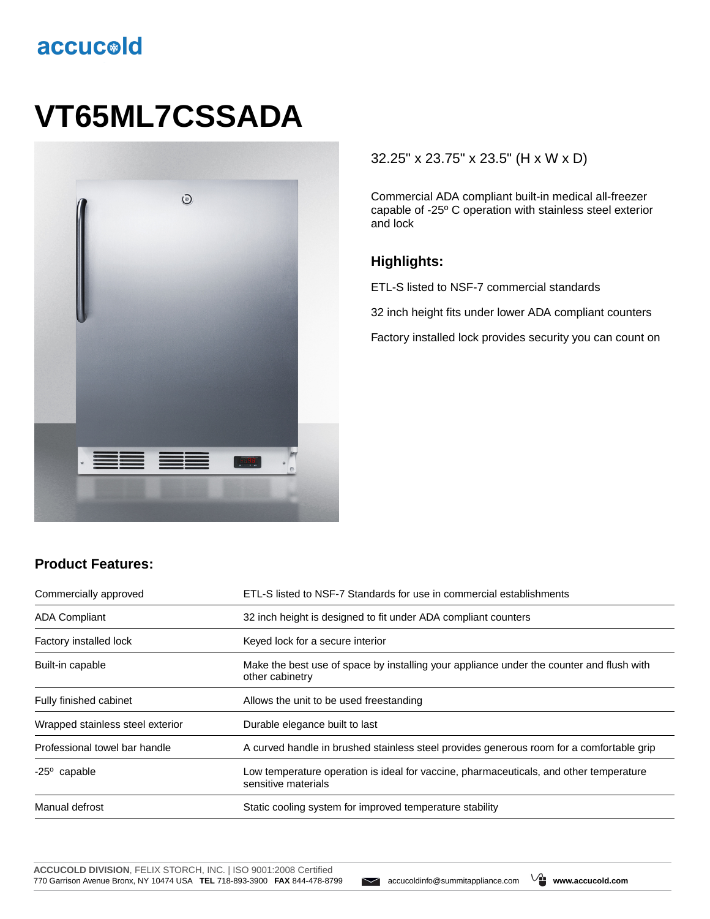accucold

# VT65ML7CSSADA

32.25" x 23.75" x 23.5" (H x W x D)

Commercial ADA compliant built-in medical all-freezer capable of -25º C operation with stainless steel exterior and lock

### Highlights:

ETL-S listed to NSF-7 commercial standards

32 inch height fits under lower ADA compliant counters

Factory installed lock provides security you can count on

### Product Features:

| | |
|---|---|
| Commercially approved | ETL-S listed to NSF-7 Standards for use in commercial establishments |
| ADA Compliant | 32 inch height is designed to fit under ADA compliant counters |
| Factory installed lock | Keyed lock for a secure interior |
| Built-in capable | Make the best use of space by installing your appliance under the counter and flush with other cabinetry |
| Fully finished cabinet | Allows the unit to be used freestanding |
| Wrapped stainless steel exterior | Durable elegance built to last |
| Professional towel bar handle | A curved handle in brushed stainless steel provides generous room for a comfortable grip |
| -25º capable | Low temperature operation is ideal for vaccine, pharmaceuticals, and other temperature sensitive materials |
| Manual defrost | Static cooling system for improved temperature stability |

**ACCUCOLD DIVISION**, FELIX STORCH, INC. | ISO 9001:2008 Certified
770 Garrison Avenue Bronx, NY 10474 USA **TEL** 718-893-3900 **FAX** 844-478-8799 accucoldinfo@summitappliance.com **www.accucold.com**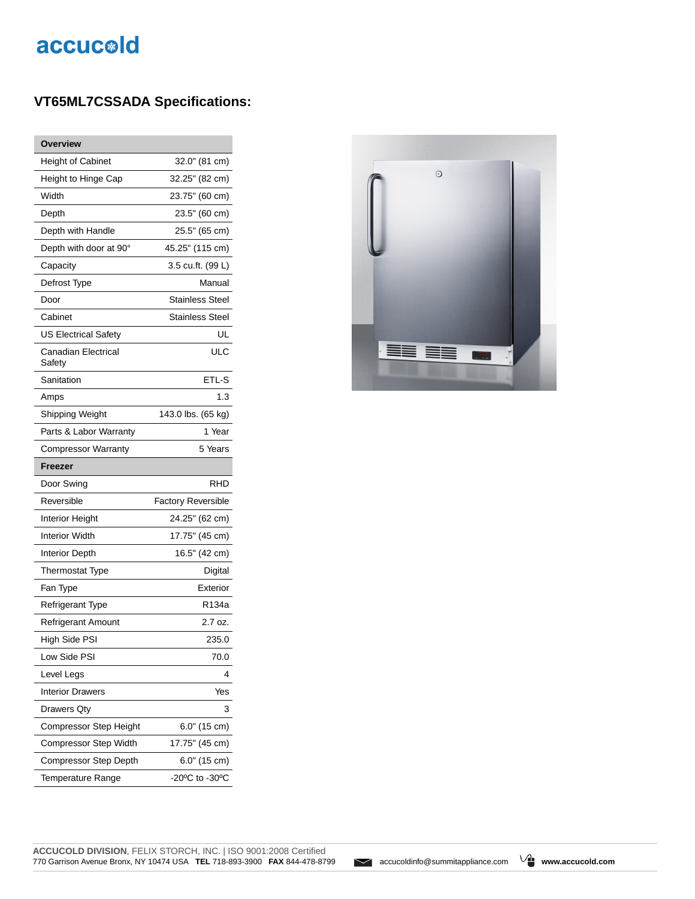accucold

## VT65ML7CSSADA Specifications:

| | |
|---|---|
| **Overview** | |
| Height of Cabinet | 32.0" (81 cm) |
| Height to Hinge Cap | 32.25" (82 cm) |
| Width | 23.75" (60 cm) |
| Depth | 23.5" (60 cm) |
| Depth with Handle | 25.5" (65 cm) |
| Depth with door at 90° | 45.25" (115 cm) |
| Capacity | 3.5 cu.ft. (99 L) |
| Defrost Type | Manual |
| Door | Stainless Steel |
| Cabinet | Stainless Steel |
| US Electrical Safety | UL |
| Canadian Electrical Safety | ULC |
| Sanitation | ETL-S |
| Amps | 1.3 |
| Shipping Weight | 143.0 lbs. (65 kg) |
| Parts & Labor Warranty | 1 Year |
| Compressor Warranty | 5 Years |
| **Freezer** | |
| Door Swing | RHD |
| Reversible | Factory Reversible |
| Interior Height | 24.25" (62 cm) |
| Interior Width | 17.75" (45 cm) |
| Interior Depth | 16.5" (42 cm) |
| Thermostat Type | Digital |
| Fan Type | Exterior |
| Refrigerant Type | R134a |
| Refrigerant Amount | 2.7 oz. |
| High Side PSI | 235.0 |
| Low Side PSI | 70.0 |
| Level Legs | 4 |
| Interior Drawers | Yes |
| Drawers Qty | 3 |
| Compressor Step Height | 6.0" (15 cm) |
| Compressor Step Width | 17.75" (45 cm) |
| Compressor Step Depth | 6.0" (15 cm) |
| Temperature Range | -20ºC to -30ºC |

**ACCUCOLD DIVISION**, FELIX STORCH, INC. | ISO 9001:2008 Certified
770 Garrison Avenue Bronx, NY 10474 USA **TEL** 718-893-3900 **FAX** 844-478-8799 accucoldinfo@summitappliance.com **www.accucold.com**